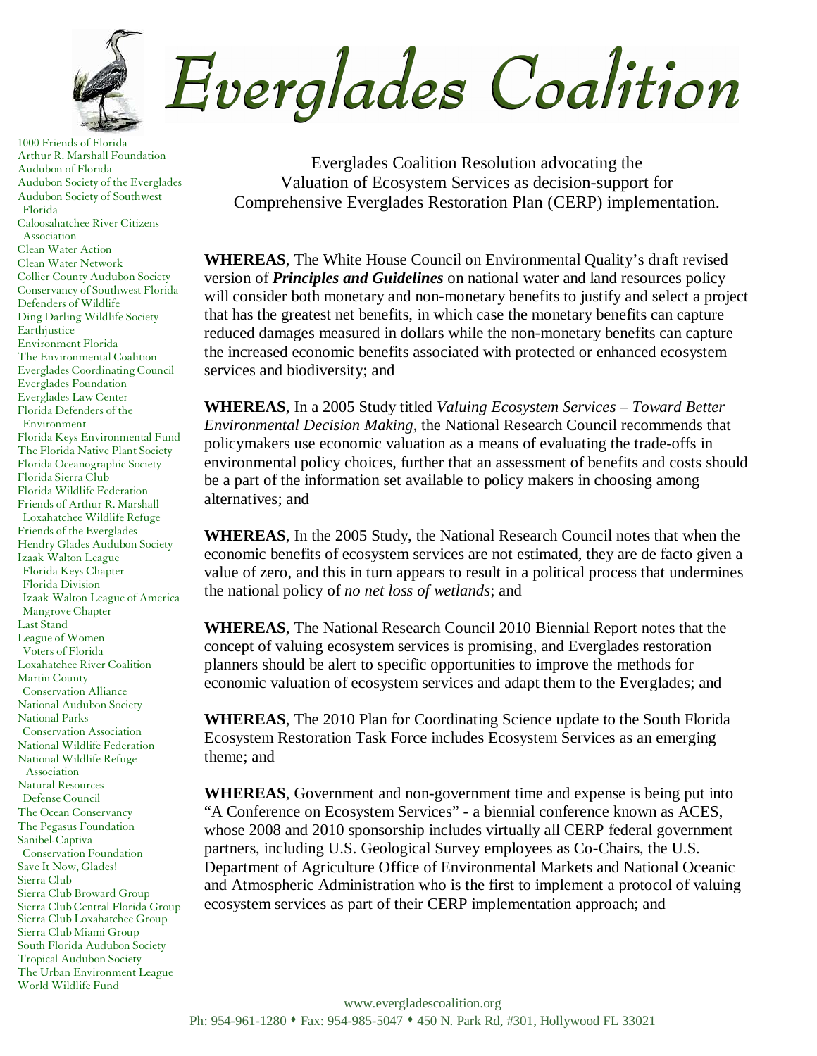# Everglades Coalition

1000 Friends of Florida
Arthur R. Marshall Foundation
Audubon of Florida
Audubon Society of the Everglades
Audubon Society of Southwest Florida
Caloosahatchee River Citizens Association
Clean Water Action
Clean Water Network
Collier County Audubon Society
Conservancy of Southwest Florida
Defenders of Wildlife
Ding Darling Wildlife Society
Earthjustice
Environment Florida
The Environmental Coalition
Everglades Coordinating Council
Everglades Foundation
Everglades Law Center
Florida Defenders of the Environment
Florida Keys Environmental Fund
The Florida Native Plant Society
Florida Oceanographic Society
Florida Sierra Club
Florida Wildlife Federation
Friends of Arthur R. Marshall Loxahatchee Wildlife Refuge
Friends of the Everglades
Hendry Glades Audubon Society
Izaak Walton League
Florida Keys Chapter
Florida Division
Izaak Walton League of America
Mangrove Chapter
Last Stand
League of Women Voters of Florida
Loxahatchee River Coalition
Martin County Conservation Alliance
National Audubon Society
National Parks Conservation Association
National Wildlife Federation
National Wildlife Refuge Association
Natural Resources Defense Council
The Ocean Conservancy
The Pegasus Foundation
Sanibel-Captiva Conservation Foundation
Save It Now, Glades!
Sierra Club
Sierra Club Broward Group
Sierra Club Central Florida Group
Sierra Club Loxahatchee Group
Sierra Club Miami Group
South Florida Audubon Society
Tropical Audubon Society
The Urban Environment League
World Wildlife Fund

Everglades Coalition Resolution advocating the Valuation of Ecosystem Services as decision-support for Comprehensive Everglades Restoration Plan (CERP) implementation.

**WHEREAS**, The White House Council on Environmental Quality's draft revised version of ***Principles and Guidelines*** on national water and land resources policy will consider both monetary and non-monetary benefits to justify and select a project that has the greatest net benefits, in which case the monetary benefits can capture reduced damages measured in dollars while the non-monetary benefits can capture the increased economic benefits associated with protected or enhanced ecosystem services and biodiversity; and

**WHEREAS**, In a 2005 Study titled *Valuing Ecosystem Services – Toward Better Environmental Decision Making*, the National Research Council recommends that policymakers use economic valuation as a means of evaluating the trade-offs in environmental policy choices, further that an assessment of benefits and costs should be a part of the information set available to policy makers in choosing among alternatives; and

**WHEREAS**, In the 2005 Study, the National Research Council notes that when the economic benefits of ecosystem services are not estimated, they are de facto given a value of zero, and this in turn appears to result in a political process that undermines the national policy of *no net loss of wetlands*; and

**WHEREAS**, The National Research Council 2010 Biennial Report notes that the concept of valuing ecosystem services is promising, and Everglades restoration planners should be alert to specific opportunities to improve the methods for economic valuation of ecosystem services and adapt them to the Everglades; and

**WHEREAS**, The 2010 Plan for Coordinating Science update to the South Florida Ecosystem Restoration Task Force includes Ecosystem Services as an emerging theme; and

**WHEREAS**, Government and non-government time and expense is being put into "A Conference on Ecosystem Services" - a biennial conference known as ACES, whose 2008 and 2010 sponsorship includes virtually all CERP federal government partners, including U.S. Geological Survey employees as Co-Chairs, the U.S. Department of Agriculture Office of Environmental Markets and National Oceanic and Atmospheric Administration who is the first to implement a protocol of valuing ecosystem services as part of their CERP implementation approach; and

www.evergladescoalition.org
Ph: 954-961-1280 • Fax: 954-985-5047 • 450 N. Park Rd, #301, Hollywood FL 33021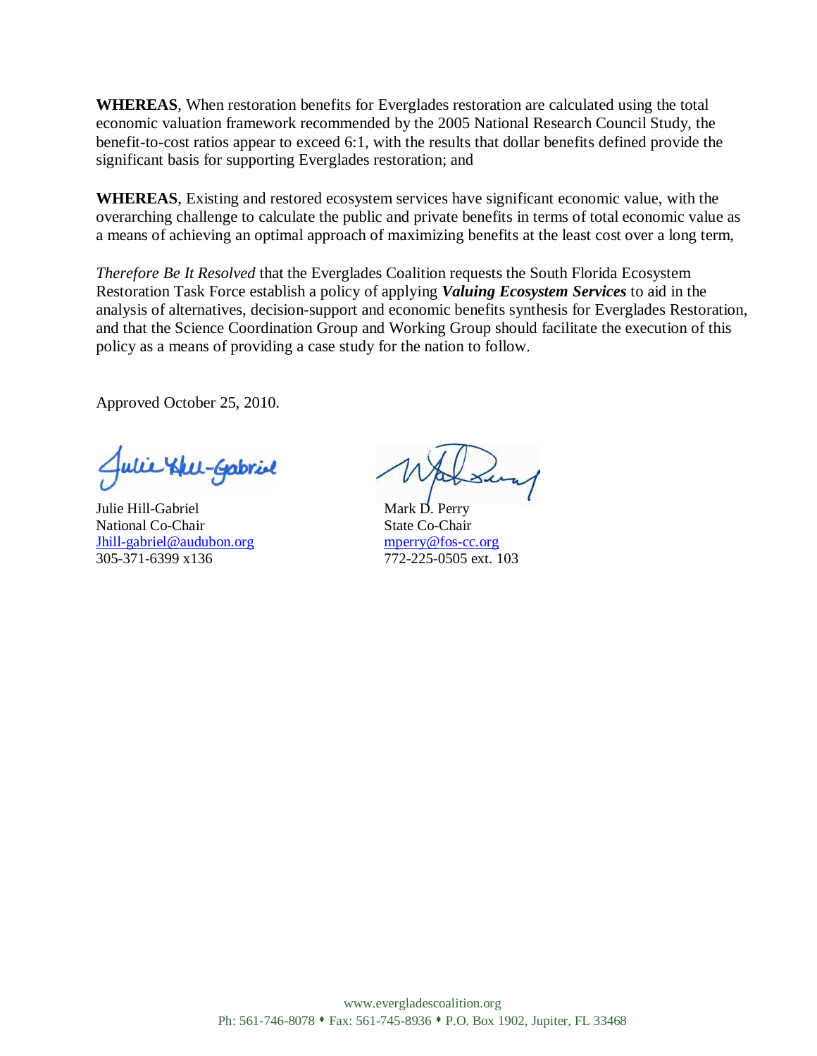**WHEREAS**, When restoration benefits for Everglades restoration are calculated using the total economic valuation framework recommended by the 2005 National Research Council Study, the benefit-to-cost ratios appear to exceed 6:1, with the results that dollar benefits defined provide the significant basis for supporting Everglades restoration; and

**WHEREAS**, Existing and restored ecosystem services have significant economic value, with the overarching challenge to calculate the public and private benefits in terms of total economic value as a means of achieving an optimal approach of maximizing benefits at the least cost over a long term,

*Therefore Be It Resolved* that the Everglades Coalition requests the South Florida Ecosystem Restoration Task Force establish a policy of applying ***Valuing Ecosystem Services*** to aid in the analysis of alternatives, decision-support and economic benefits synthesis for Everglades Restoration, and that the Science Coordination Group and Working Group should facilitate the execution of this policy as a means of providing a case study for the nation to follow.

Approved October 25, 2010.

Julie Hill-Gabriel
National Co-Chair
Jhill-gabriel@audubon.org
305-371-6399 x136

Mark D. Perry
State Co-Chair
mperry@fos-cc.org
772-225-0505 ext. 103

www.evergladescoalition.org
Ph: 561-746-8078 ♦ Fax: 561-745-8936 ♦ P.O. Box 1902, Jupiter, FL 33468